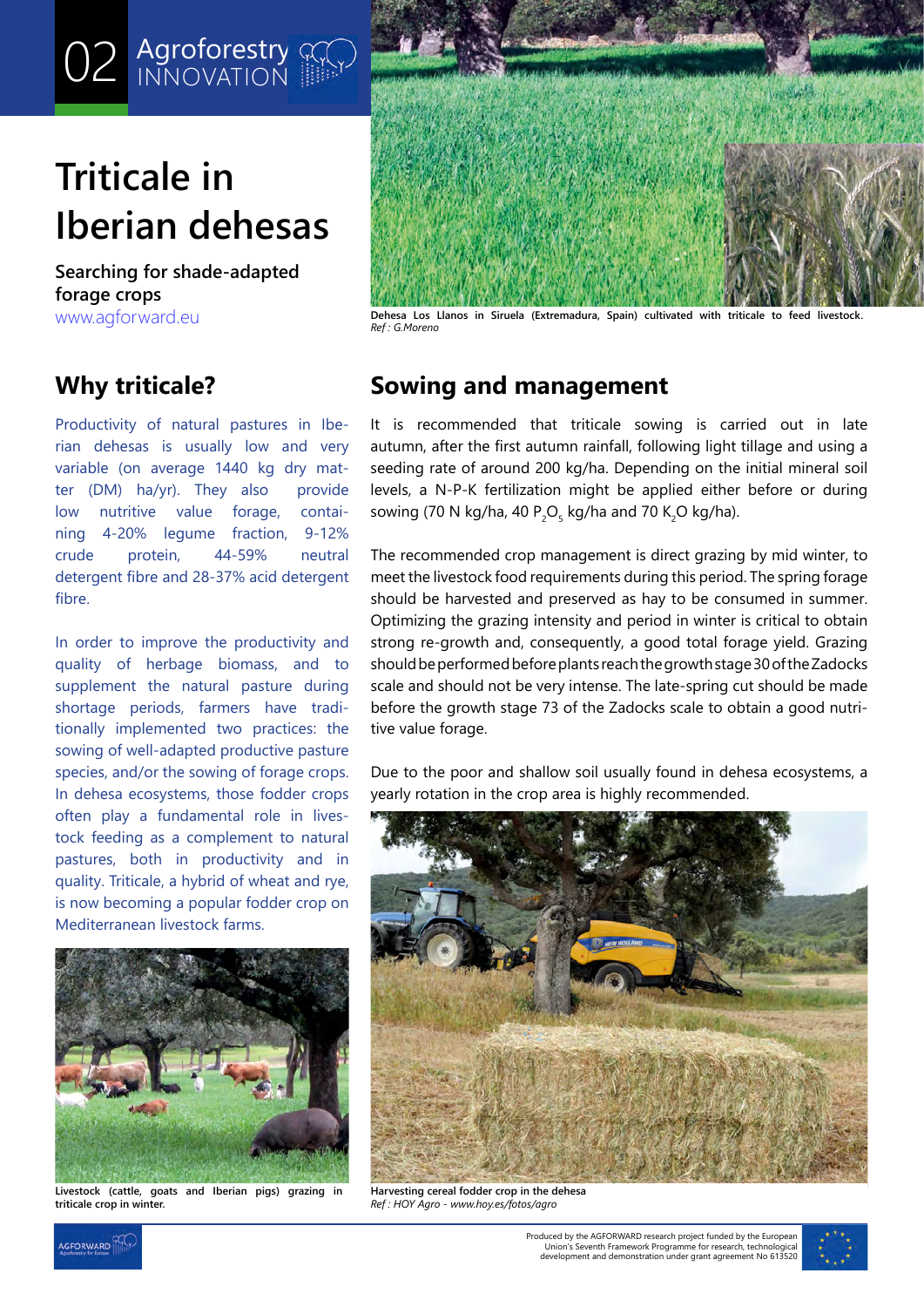02 Agroforestry INNOVATION

# Triticale in Iberian dehesas

**Searching for shade-adapted forage crops**

www.agforward.eu

Dehesa Los Llanos in Siruela (Extremadura, Spain) cultivated with triticale to feed livestock.
*Ref : G.Moreno*

## Why triticale?

Productivity of natural pastures in Iberian dehesas is usually low and very variable (on average 1440 kg dry matter (DM) ha/yr). They also provide low nutritive value forage, containing 4-20% legume fraction, 9-12% crude protein, 44-59% neutral detergent fibre and 28-37% acid detergent fibre.

In order to improve the productivity and quality of herbage biomass, and to supplement the natural pasture during shortage periods, farmers have traditionally implemented two practices: the sowing of well-adapted productive pasture species, and/or the sowing of forage crops. In dehesa ecosystems, those fodder crops often play a fundamental role in livestock feeding as a complement to natural pastures, both in productivity and in quality. Triticale, a hybrid of wheat and rye, is now becoming a popular fodder crop on Mediterranean livestock farms.

Livestock (cattle, goats and Iberian pigs) grazing in triticale crop in winter.

## Sowing and management

It is recommended that triticale sowing is carried out in late autumn, after the first autumn rainfall, following light tillage and using a seeding rate of around 200 kg/ha. Depending on the initial mineral soil levels, a N-P-K fertilization might be applied either before or during sowing (70 N kg/ha, 40 $P_2O_5$ kg/ha and 70 $K_2O$ kg/ha).

The recommended crop management is direct grazing by mid winter, to meet the livestock food requirements during this period. The spring forage should be harvested and preserved as hay to be consumed in summer. Optimizing the grazing intensity and period in winter is critical to obtain strong re-growth and, consequently, a good total forage yield. Grazing should be performed before plants reach the growth stage 30 of the Zadocks scale and should not be very intense. The late-spring cut should be made before the growth stage 73 of the Zadocks scale to obtain a good nutritive value forage.

Due to the poor and shallow soil usually found in dehesa ecosystems, a yearly rotation in the crop area is highly recommended.

Harvesting cereal fodder crop in the dehesa
*Ref : HOY Agro - www.hoy.es/fotos/agro*

Produced by the AGFORWARD research project funded by the European Union's Seventh Framework Programme for research, technological development and demonstration under grant agreement No 613520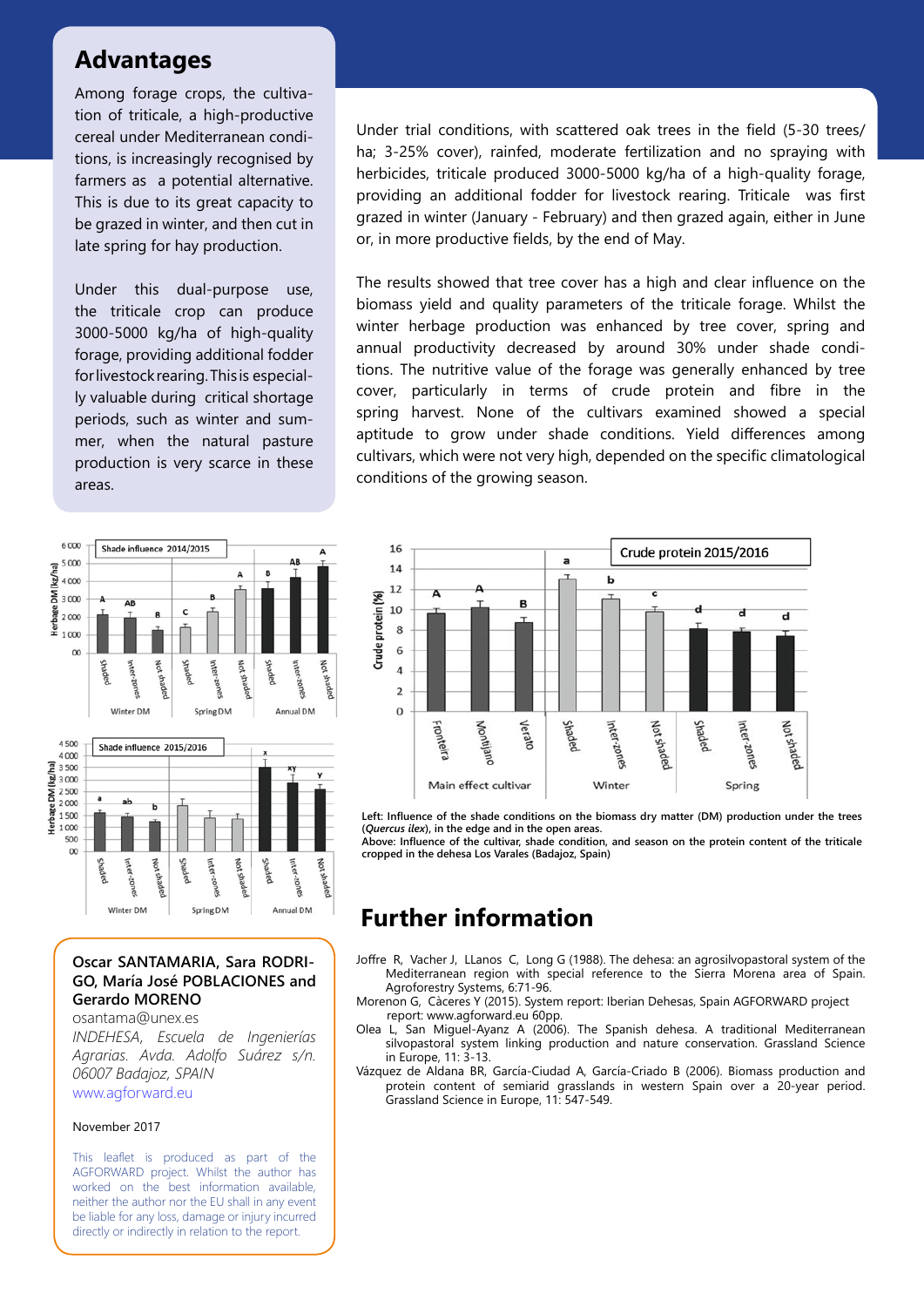## Advantages

Among forage crops, the cultivation of triticale, a high-productive cereal under Mediterranean conditions, is increasingly recognised by farmers as a potential alternative. This is due to its great capacity to be grazed in winter, and then cut in late spring for hay production.

Under this dual-purpose use, the triticale crop can produce 3000-5000 kg/ha of high-quality forage, providing additional fodder for livestock rearing. This is especially valuable during critical shortage periods, such as winter and summer, when the natural pasture production is very scarce in these areas.

Under trial conditions, with scattered oak trees in the field (5-30 trees/ha; 3-25% cover), rainfed, moderate fertilization and no spraying with herbicides, triticale produced 3000-5000 kg/ha of a high-quality forage, providing an additional fodder for livestock rearing. Triticale was first grazed in winter (January - February) and then grazed again, either in June or, in more productive fields, by the end of May.

The results showed that tree cover has a high and clear influence on the biomass yield and quality parameters of the triticale forage. Whilst the winter herbage production was enhanced by tree cover, spring and annual productivity decreased by around 30% under shade conditions. The nutritive value of the forage was generally enhanced by tree cover, particularly in terms of crude protein and fibre in the spring harvest. None of the cultivars examined showed a special aptitude to grow under shade conditions. Yield differences among cultivars, which were not very high, depended on the specific climatological conditions of the growing season.

Shade influence 2014/2015

Herbage DM (kg/ha)

Shaded, Inter-zones, Not shaded

Winter DM, Spring DM, Annual DM

Shade influence 2015/2016

Herbage DM (kg/ha)

Shaded, Inter-zones, Not shaded

Winter DM, Spring DM, Annual DM

Crude protein 2015/2016

Crude protein (%)

Fronteira, Montijano, Verato, Shaded, Inter-zones, Not shaded, Shaded, Inter-zones, Not shaded

Main effect cultivar, Winter, Spring

**Left: Influence of the shade conditions on the biomass dry matter (DM) production under the trees (*Quercus ilex*), in the edge and in the open areas.**
**Above: Influence of the cultivar, shade condition, and season on the protein content of the triticale cropped in the dehesa Los Varales (Badajoz, Spain)**

**Oscar SANTAMARIA, Sara RODRIGO, María José POBLACIONES and Gerardo MORENO**
osantama@unex.es
*INDEHESA, Escuela de Ingenierías Agrarias. Avda. Adolfo Suárez s/n. 06007 Badajoz, SPAIN*
www.agforward.eu

November 2017

This leaflet is produced as part of the AGFORWARD project. Whilst the author has worked on the best information available, neither the author nor the EU shall in any event be liable for any loss, damage or injury incurred directly or indirectly in relation to the report.

## Further information

Joffre R, Vacher J, LLanos C, Long G (1988). The dehesa: an agrosilvopastoral system of the Mediterranean region with special reference to the Sierra Morena area of Spain. Agroforestry Systems, 6:71-96.

Morenon G, Cáceres Y (2015). System report: Iberian Dehesas, Spain AGFORWARD project report: www.agforward.eu 60pp.

Olea L, San Miguel-Ayanz A (2006). The Spanish dehesa. A traditional Mediterranean silvopastoral system linking production and nature conservation. Grassland Science in Europe, 11: 3-13.

Vázquez de Aldana BR, García-Ciudad A, García-Criado B (2006). Biomass production and protein content of semiarid grasslands in western Spain over a 20-year period. Grassland Science in Europe, 11: 547-549.